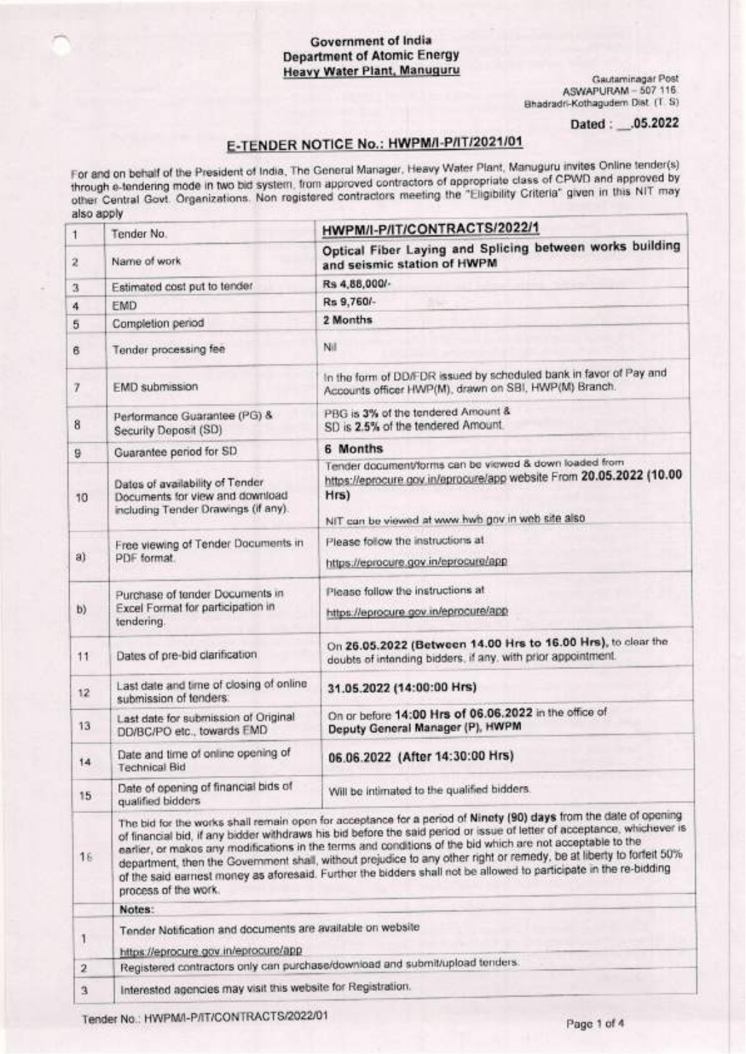**Government of India**
**Department of Atomic Energy**
**Heavy Water Plant, Manuguru**

Gautamnagar Post
ASWAPURAM – 507 116
Bhadradri-Kothagudem Dist. (T. S)

**Dated : __.05.2022**

## E-TENDER NOTICE No.: HWPM/I-P/IT/2021/01

For and on behalf of the President of India, The General Manager, Heavy Water Plant, Manuguru invites Online tender(s) through e-tendering mode in two bid system, from approved contractors of appropriate class of CPWD and approved by other Central Govt. Organizations. Non registered contractors meeting the "Eligibility Criteria" given in this NIT may also apply

| | | |
|---|---|---|
| 1 | Tender No. | **HWPM/I-P/IT/CONTRACTS/2022/1** |
| 2 | Name of work | **Optical Fiber Laying and Splicing between works building and seismic station of HWPM** |
| 3 | Estimated cost put to tender | Rs 4,88,000/- |
| 4 | EMD | Rs 9,760/- |
| 5 | Completion period | **2 Months** |
| 6 | Tender processing fee | Nil |
| 7 | EMD submission | In the form of DD/FDR issued by scheduled bank in favor of Pay and Accounts officer HWP(M), drawn on SBI, HWP(M) Branch. |
| 8 | Performance Guarantee (PG) & Security Deposit (SD) | PBG is **3%** of the tendered Amount & SD is **2.5%** of the tendered Amount. |
| 9 | Guarantee period for SD | **6 Months** |
| 10 | Dates of availability of Tender Documents for view and download including Tender Drawings (if any). | Tender document/forms can be viewed & down loaded from https://eprocure.gov.in/eprocure/app website From **20.05.2022 (10.00 Hrs)**<br>NIT can be viewed at www.hwb.gov.in web site also |
| a) | Free viewing of Tender Documents in PDF format. | Please follow the instructions at https://eprocure.gov.in/eprocure/app |
| b) | Purchase of tender Documents in Excel Format for participation in tendering. | Please follow the instructions at https://eprocure.gov.in/eprocure/app |
| 11 | Dates of pre-bid clarification | On **26.05.2022 (Between 14.00 Hrs to 16.00 Hrs)**, to clear the doubts of intending bidders, if any, with prior appointment. |
| 12 | Last date and time of closing of online submission of tenders: | **31.05.2022 (14:00:00 Hrs)** |
| 13 | Last date for submission of Original DD/BC/PO etc., towards EMD | On or before **14:00 Hrs of 06.06.2022** in the office of **Deputy General Manager (P), HWPM** |
| 14 | Date and time of online opening of Technical Bid | **06.06.2022 (After 14:30:00 Hrs)** |
| 15 | Date of opening of financial bids of qualified bidders | Will be intimated to the qualified bidders. |
| 16 | The bid for the works shall remain open for acceptance for a period of **Ninety (90) days** from the date of opening of financial bid, if any bidder withdraws his bid before the said period or issue of letter of acceptance, whichever is earlier, or makes any modifications in the terms and conditions of the bid which are not acceptable to the department, then the Government shall, without prejudice to any other right or remedy, be at liberty to forfeit 50% of the said earnest money as aforesaid. Further the bidders shall not be allowed to participate in the re-bidding process of the work. | |
| | **Notes:** | |
| 1 | Tender Notification and documents are available on website https://eprocure.gov.in/eprocure/app | |
| 2 | Registered contractors only can purchase/download and submit/upload tenders. | |
| 3 | Interested agencies may visit this website for Registration. | |

Tender No.: HWPM/I-P/IT/CONTRACTS/2022/01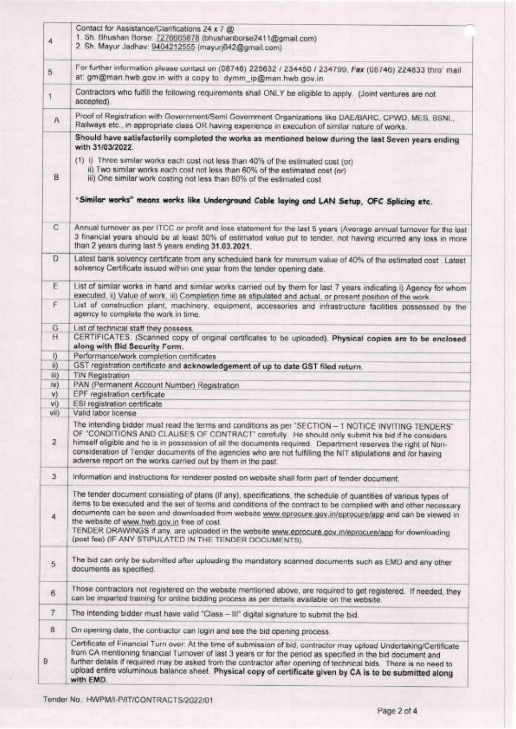| | |
|---|---|
| 4 | Contact for Assistance/Clarifications 24 x 7 @<br>1. Sh. Bhushan Borse: 7276665878 (bhushanborse2411@gmail.com)<br>2. Sh. Mayur Jadhav: 9404212555 (mayurj642@gmail.com) |
| 5 | For further information please contact on (08746) 225632 / 234450 / 234799, **Fax** (08746) 224833 thro' mail at: gm@man.hwb.gov.in with a copy to: dymm_ip@man.hwb.gov.in |
| 1 | Contractors who fulfill the following requirements shall ONLY be eligible to apply. (Joint ventures are not accepted). |
| A | Proof of Registration with Government/Semi Government Organizations like DAE/BARC, CPWD, MES, BSNL, Railways etc., in appropriate class OR having experience in execution of similar nature of works. |
| B | **Should have satisfactorily completed the works as mentioned below during the last Seven years ending with 31/03/2022.**<br>(1) i) Three similar works each cost not less than 40% of the estimated cost (or)<br>ii) Two similar works each cost not less than 60% of the estimated cost (or)<br>iii) One similar work costing not less than 80% of the estimated cost<br>**"Similar works" means works like Underground Cable laying and LAN Setup, OFC Splicing etc.** |
| C | Annual turnover as per ITCC or profit and loss statement for the last 5 years (Average annual turnover for the last 3 financial years should be at least 50% of estimated value put to tender, not having incurred any loss in more than 2 years during last 5 years ending **31.03.2021.** |
| D | Latest bank solvency certificate from any scheduled bank for minimum value of 40% of the estimated cost. Latest solvency Certificate issued within one year from the tender opening date. |
| E | List of similar works in hand and similar works carried out by them for last 7 years indicating i) Agency for whom executed, ii) Value of work, iii) Completion time as stipulated and actual, or present position of the work. |
| F | List of construction plant, machinery, equipment, accessories and infrastructure facilities possessed by the agency to complete the work in time. |
| G | List of technical staff they possess. |
| H | CERTIFICATES: (Scanned copy of original certificates to be uploaded). **Physical copies are to be enclosed along with Bid Security Form.** |
| i) | Performance/work completion certificates |
| ii) | GST registration certificate and **acknowledgement of up to date GST filed return** |
| iii) | TIN Registration |
| iv) | PAN (Permanent Account Number) Registration |
| v) | EPF registration certificate |
| vi) | ESI registration certificate |
| vii) | Valid labor license |
| 2 | The intending bidder must read the terms and conditions as per "SECTION – 1 NOTICE INVITING TENDERS" OF "CONDITIONS AND CLAUSES OF CONTRACT" carefully. He should only submit his bid if he considers himself eligible and he is in possession of all the documents required. Department reserves the right of Non-consideration of Tender documents of the agencies who are not fulfilling the NIT stipulations and /or having adverse report on the works carried out by them in the past. |
| 3 | Information and instructions for renderer posted on website shall form part of tender document. |
| 4 | The tender document consisting of plans (if any), specifications, the schedule of quantities of various types of items to be executed and the set of terms and conditions of the contract to be complied with and other necessary documents can be seen and downloaded from website www.eprocure.gov.in/eprocure/app and can be viewed in the website of www.hwb.gov.in free of cost.<br>TENDER DRAWINGS if any, are uploaded in the website www.eprocure.gov.in/eprocure/app for downloading (post fee) (IF ANY STIPULATED IN THE TENDER DOCUMENTS). |
| 5 | The bid can only be submitted after uploading the mandatory scanned documents such as EMD and any other documents as specified. |
| 6 | Those contractors not registered on the website mentioned above, are required to get registered. If needed, they can be imparted training for online bidding process as per details available on the website. |
| 7 | The intending bidder must have valid "Class – III" digital signature to submit the bid. |
| 8 | On opening date, the contractor can login and see the bid opening process. |
| 9 | Certificate of Financial Turn over: At the time of submission of bid, contractor may upload Undertaking/Certificate from CA mentioning financial Turnover of last 3 years or for the period as specified in the bid document and further details if required may be asked from the contractor after opening of technical bids. There is no need to upload entire voluminous balance sheet. **Physical copy of certificate given by CA is to be submitted along with EMD.** |

Tender No.: HWPM/I-P/IT/CONTRACTS/2022/01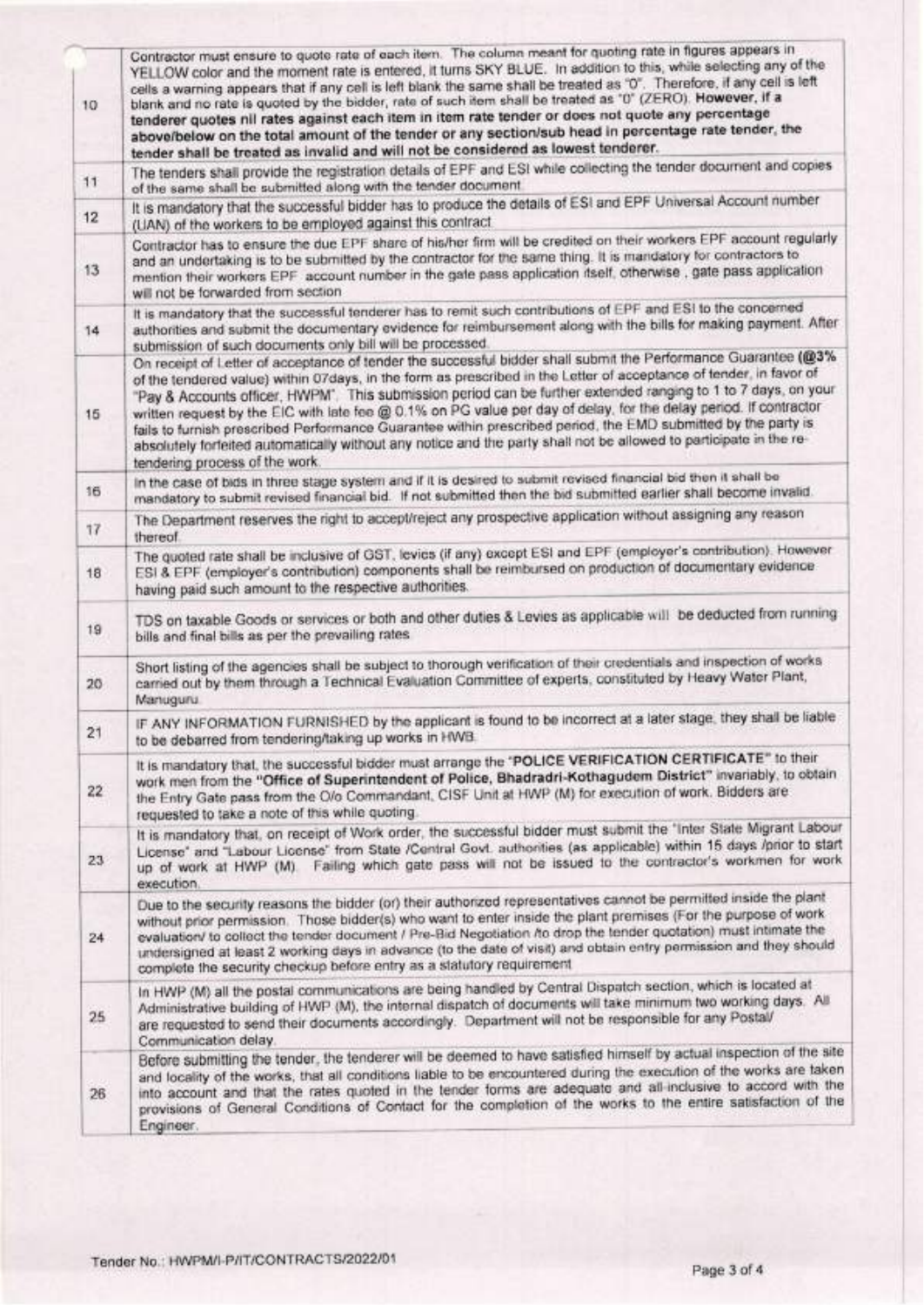| | |
|---|---|
| 10 | Contractor must ensure to quote rate of each item. The column meant for quoting rate in figures appears in YELLOW color and the moment rate is entered, it turns SKY BLUE. In addition to this, while selecting any of the cells a warning appears that if any cell is left blank the same shall be treated as "0". Therefore, if any cell is left blank and no rate is quoted by the bidder, rate of such item shall be treated as "0" (ZERO). **However, if a tenderer quotes nil rates against each item in item rate tender or does not quote any percentage above/below on the total amount of the tender or any section/sub head in percentage rate tender, the tender shall be treated as invalid and will not be considered as lowest tenderer.** |
| 11 | The tenders shall provide the registration details of EPF and ESI while collecting the tender document and copies of the same shall be submitted along with the tender document. |
| 12 | It is mandatory that the successful bidder has to produce the details of ESI and EPF Universal Account number (UAN) of the workers to be employed against this contract. |
| 13 | Contractor has to ensure the due EPF share of his/her firm will be credited on their workers EPF account regularly and an undertaking is to be submitted by the contractor for the same thing. It is mandatory for contractors to mention their workers EPF account number in the gate pass application itself, otherwise , gate pass application will not be forwarded from section |
| 14 | It is mandatory that the successful tenderer has to remit such contributions of EPF and ESI to the concerned authorities and submit the documentary evidence for reimbursement along with the bills for making payment. After submission of such documents only bill will be processed. |
| 15 | On receipt of Letter of acceptance of tender the successful bidder shall submit the Performance Guarantee **(@3%** of the tendered value) within 07days, in the form as prescribed in the Letter of acceptance of tender, in favor of "Pay & Accounts officer, HWPM". This submission period can be further extended ranging to 1 to 7 days, on your written request by the EIC with late fee @ 0.1% on PG value per day of delay, for the delay period. If contractor fails to furnish prescribed Performance Guarantee within prescribed period, the EMD submitted by the party is absolutely forfeited automatically without any notice and the party shall not be allowed to participate in the re-tendering process of the work. |
| 16 | In the case of bids in three stage system and if it is desired to submit revised financial bid then it shall be mandatory to submit revised financial bid. If not submitted then the bid submitted earlier shall become invalid. |
| 17 | The Department reserves the right to accept/reject any prospective application without assigning any reason thereof. |
| 18 | The quoted rate shall be inclusive of GST, levies (if any) except ESI and EPF (employer's contribution). However ESI & EPF (employer's contribution) components shall be reimbursed on production of documentary evidence having paid such amount to the respective authorities. |
| 19 | TDS on taxable Goods or services or both and other duties & Levies as applicable will be deducted from running bills and final bills as per the prevailing rates |
| 20 | Short listing of the agencies shall be subject to thorough verification of their credentials and inspection of works carried out by them through a Technical Evaluation Committee of experts, constituted by Heavy Water Plant, Manuguru. |
| 21 | IF ANY INFORMATION FURNISHED by the applicant is found to be incorrect at a later stage, they shall be liable to be debarred from tendering/taking up works in HWB. |
| 22 | It is mandatory that, the successful bidder must arrange the **"POLICE VERIFICATION CERTIFICATE"** to their work men from the **"Office of Superintendent of Police, Bhadradri-Kothagudem District"** invariably, to obtain the Entry Gate pass from the O/o Commandant, CISF Unit at HWP (M) for execution of work. Bidders are requested to take a note of this while quoting. |
| 23 | It is mandatory that, on receipt of Work order, the successful bidder must submit the "Inter State Migrant Labour License" and "Labour License" from State /Central Govt. authorities (as applicable) within 15 days /prior to start up of work at HWP (M). Failing which gate pass will not be issued to the contractor's workmen for work execution. |
| 24 | Due to the security reasons the bidder (or) their authorized representatives cannot be permitted inside the plant without prior permission. Those bidder(s) who want to enter inside the plant premises (For the purpose of work evaluation/ to collect the tender document / Pre-Bid Negotiation /to drop the tender quotation) must intimate the undersigned at least 2 working days in advance (to the date of visit) and obtain entry permission and they should complete the security checkup before entry as a statutory requirement. |
| 25 | In HWP (M) all the postal communications are being handled by Central Dispatch section, which is located at Administrative building of HWP (M), the internal dispatch of documents will take minimum two working days. All are requested to send their documents accordingly. Department will not be responsible for any Postal/ Communication delay. |
| 26 | Before submitting the tender, the tenderer will be deemed to have satisfied himself by actual inspection of the site and locality of the works, that all conditions liable to be encountered during the execution of the works are taken into account and that the rates quoted in the tender forms are adequate and all-inclusive to accord with the provisions of General Conditions of Contact for the completion of the works to the entire satisfaction of the Engineer. |

Tender No.: HWPM/I-P/IT/CONTRACTS/2022/01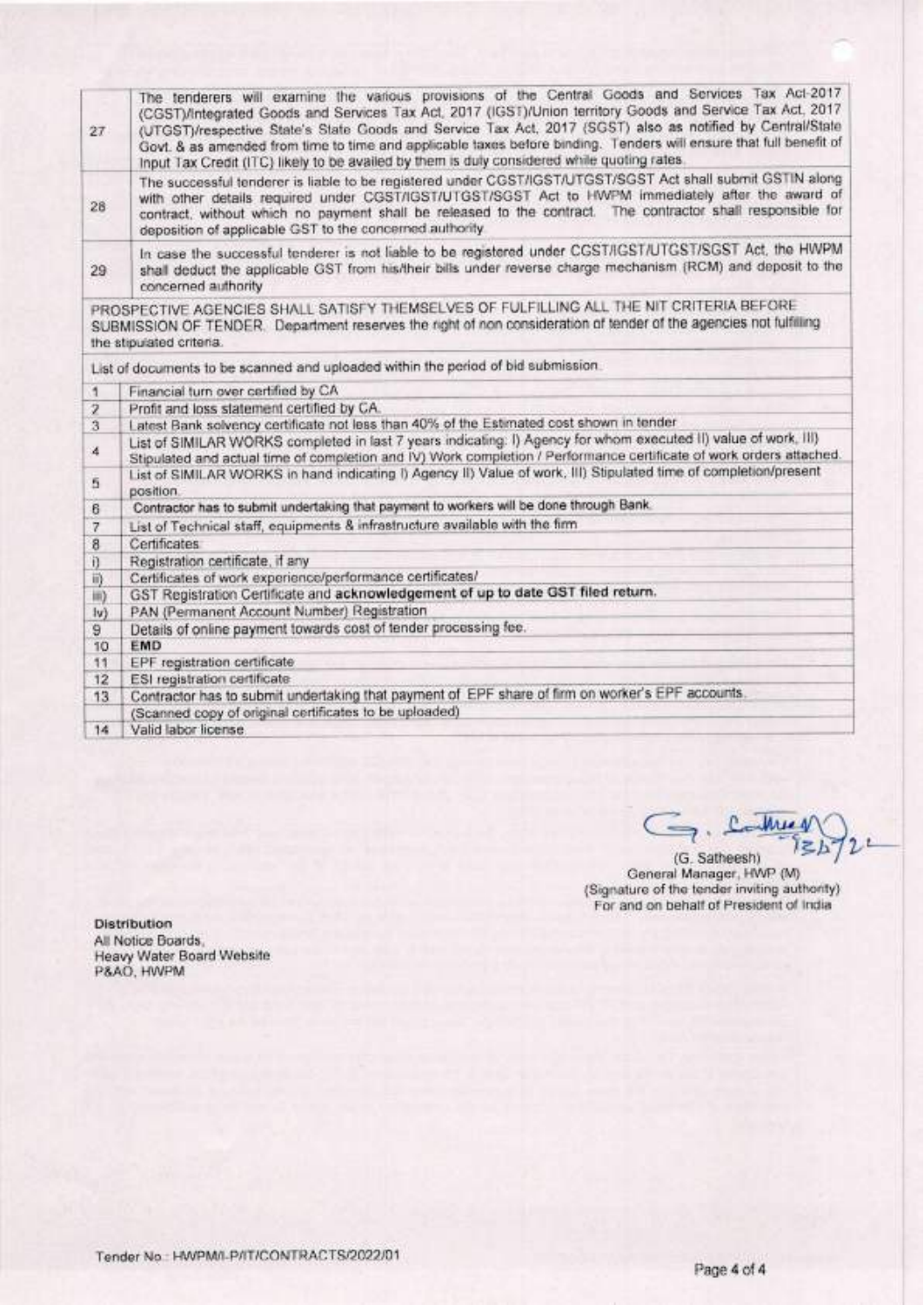| | |
|---|---|
| 27 | The tenderers will examine the various provisions of the Central Goods and Services Tax Act-2017 (CGST)/Integrated Goods and Services Tax Act, 2017 (IGST)/Union territory Goods and Service Tax Act, 2017 (UTGST)/respective State's State Goods and Service Tax Act, 2017 (SGST) also as notified by Central/State Govt. & as amended from time to time and applicable taxes before binding. Tenders will ensure that full benefit of Input Tax Credit (ITC) likely to be availed by them is duly considered while quoting rates. |
| 28 | The successful tenderer is liable to be registered under CGST/IGST/UTGST/SGST Act shall submit GSTIN along with other details required under CGST/IGST/UTGST/SGST Act to HWPM immediately after the award of contract, without which no payment shall be released to the contract. The contractor shall responsible for deposition of applicable GST to the concerned authority. |
| 29 | In case the successful tenderer is not liable to be registered under CGST/IGST/UTGST/SGST Act, the HWPM shall deduct the applicable GST from his/their bills under reverse charge mechanism (RCM) and deposit to the concerned authority |

PROSPECTIVE AGENCIES SHALL SATISFY THEMSELVES OF FULFILLING ALL THE NIT CRITERIA BEFORE SUBMISSION OF TENDER. Department reserves the right of non consideration of tender of the agencies not fulfilling the stipulated criteria.

List of documents to be scanned and uploaded within the period of bid submission.

| | |
|---|---|
| 1 | Financial turn over certified by CA |
| 2 | Profit and loss statement certified by CA. |
| 3 | Latest Bank solvency certificate not less than 40% of the Estimated cost shown in tender |
| 4 | List of SIMILAR WORKS completed in last 7 years indicating: I) Agency for whom executed II) value of work, III) Stipulated and actual time of completion and IV) Work completion / Performance certificate of work orders attached. |
| 5 | List of SIMILAR WORKS in hand indicating I) Agency II) Value of work, III) Stipulated time of completion/present position. |
| 6 | Contractor has to submit undertaking that payment to workers will be done through Bank. |
| 7 | List of Technical staff, equipments & infrastructure available with the firm |
| 8 | Certificates: |
| i) | Registration certificate, if any |
| ii) | Certificates of work experience/performance certificates/ |
| iii) | GST Registration Certificate and **acknowledgement of up to date GST filed return.** |
| Iv) | PAN (Permanent Account Number) Registration |
| 9 | Details of online payment towards cost of tender processing fee. |
| 10 | **EMD** |
| 11 | EPF registration certificate |
| 12 | ESI registration certificate |
| 13 | Contractor has to submit undertaking that payment of EPF share of firm on worker's EPF accounts. |
| | (Scanned copy of original certificates to be uploaded) |
| 14 | Valid labor license |

(G. Satheesh)
General Manager, HWP (M)
(Signature of the tender inviting authority)
For and on behalf of President of India

**Distribution**
All Notice Boards,
Heavy Water Board Website
P&AO, HWPM

Tender No.: HWPM/I-P/IT/CONTRACTS/2022/01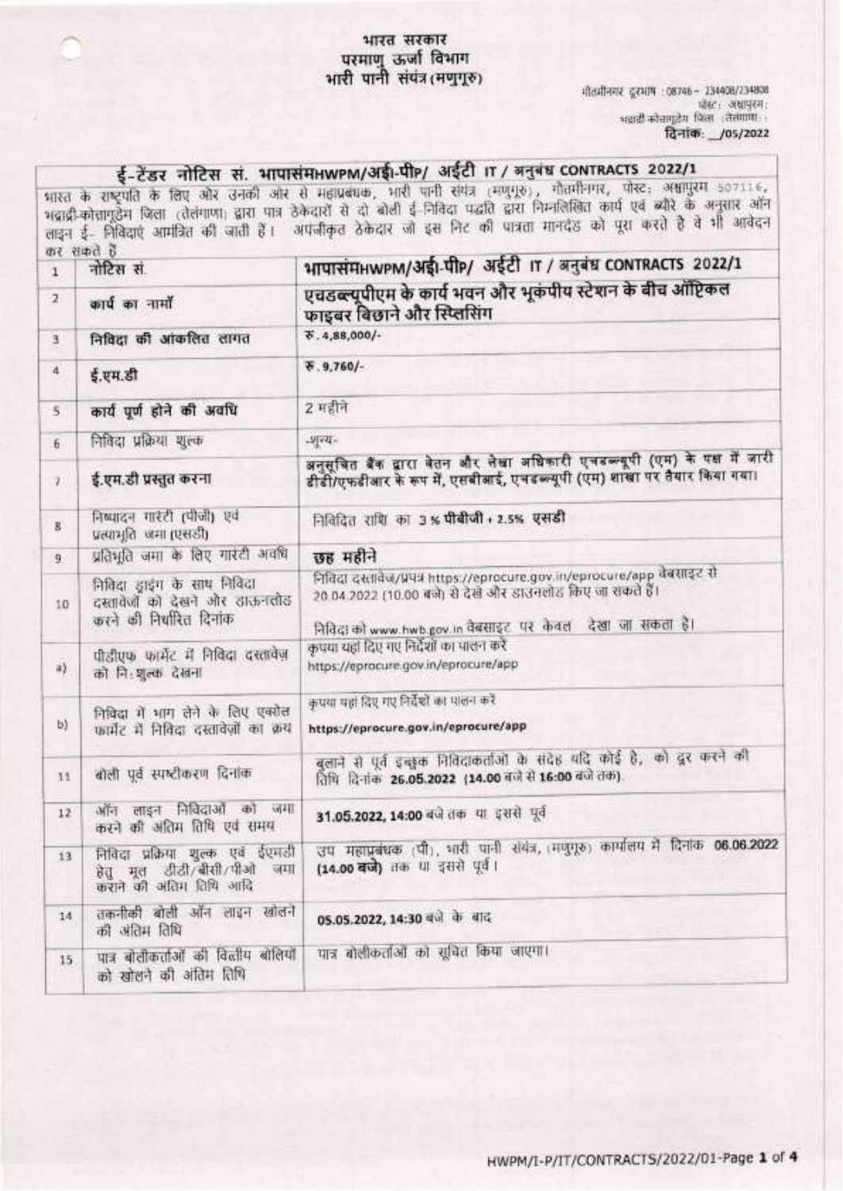भारत सरकार
परमाणु ऊर्जा विभाग
भारी पानी संयंत्र (मणुगूरु)

गौतमीनगर दूरभाष : 08746 – 234408/234808
पोस्ट: अश्वापुरम;
भद्राद्री कोत्तागुडेम जिला (तेलंगाणा) :
दिनांक: __/05/2022

## ई-टेंडर नोटिस सं. भापासंमHWPM/आई-पीP/ आईटी IT / अनुबंध CONTRACTS 2022/1

भारत के राष्ट्रपति के लिए और उनकी ओर से महाप्रबंधक, भारी पानी संयंत्र (मणुगूरु), गौतमीनगर, पोस्ट: अश्वापुरम 507116, भद्राद्री-कोत्तागुडेम जिला (तेलंगाणा) द्वारा पात्र ठेकेदारों से दो बोली ई-निविदा पद्धति द्वारा निम्नलिखित कार्य एवं ब्यौरे के अनुसार ऑन लाइन ई- निविदाएं आमंत्रित की जाती हैं। अपंजीकृत ठेकेदार जो इस निट की पात्रता मानदंड को पूरा करते है वे भी आवेदन कर सकते हैं

| | | |
|---|---|---|
| 1 | नोटिस सं. | भापासंमHWPM/आई-पीP/ आईटी IT / अनुबंध CONTRACTS 2022/1 |
| 2 | कार्य का नामों | एचडब्ल्यूपीएम के कार्य भवन और भूकंपीय स्टेशन के बीच ऑप्टिकल फाइबर बिछाने और स्प्लिसिंग |
| 3 | निविदा की आंकलित लागत | रु. 4,88,000/- |
| 4 | ई.एम.डी | रु. 9,760/- |
| 5 | कार्य पूर्ण होने की अवधि | 2 महीने |
| 6 | निविदा प्रक्रिया शुल्क | -शून्य- |
| 7 | ई.एम.डी प्रस्तुत करना | अनुसूचित बैंक द्वारा वेतन और लेखा अधिकारी एचडब्ल्यूपी (एम) के पक्ष में जारी डीडी/एफडीआर के रूप में, एसबीआई, एचडब्ल्यूपी (एम) शाखा पर तैयार किया गया। |
| 8 | निष्पादन गारंटी (पीजी) एवं प्रत्याभूति जमा (एसडी) | निविदित राशि का 3 % पीबीजी + 2.5% एसडी |
| 9 | प्रतिभूति जमा के लिए गारंटी अवधि | छह महीने |
| 10 | निविदा ड्राइंग के साथ निविदा दस्तावेजों को देखने और डाऊनलोड करने की निर्धारित दिनांक | निविदा दस्तावेज/प्रपत्र https://eprocure.gov.in/eprocure/app वेबसाइट से 20.04.2022 (10.00 बजे) से देखे और डाउनलोड किए जा सकते हैं। निविदा को www.hwb.gov.in वेबसाइट पर केवल देखा जा सकता है। |
| a) | पीडीएफ फार्मेट में निविदा दस्तावेज़ को नि:शुल्क देखना | कृपया यहां दिए गए निर्देशों का पालन करें https://eprocure.gov.in/eprocure/app |
| b) | निविदा में भाग लेने के लिए एक्सेल फार्मेट में निविदा दस्तावेज़ों का क्रय | कृपया यहां दिए गए निर्देशों का पालन करें https://eprocure.gov.in/eprocure/app |
| 11 | बोली पूर्व स्पष्टीकरण दिनांक | बुलाने से पूर्व इच्छुक निविदाकर्ताओं के संदेह यदि कोई है, को दूर करने की तिथि दिनांक 26.05.2022 (14.00 बजे से 16:00 बजे तक). |
| 12 | ऑन लाइन निविदाओं को जमा करने की अंतिम तिथि एवं समय | 31.05.2022, 14:00 बजे तक या इससे पूर्व |
| 13 | निविदा प्रक्रिया शुल्क एवं ईएमडी हेतु मूल डीडी/बीसी/पीओ जमा कराने की अंतिम तिथि आदि | उप महाप्रबंधक (पी), भारी पानी संयंत्र, (मणुगूरु) कार्यालय में दिनांक 06.06.2022 (14.00 बजे) तक या इससे पूर्व। |
| 14 | तकनीकी बोली ऑन लाइन खोलने की अंतिम तिथि | 05.05.2022, 14:30 बजे के बाद |
| 15 | पात्र बोलीकर्ताओं की वित्तीय बोलियां को खोलने की अंतिम तिथि | पात्र बोलीकर्ताओं को सूचित किया जाएगा। |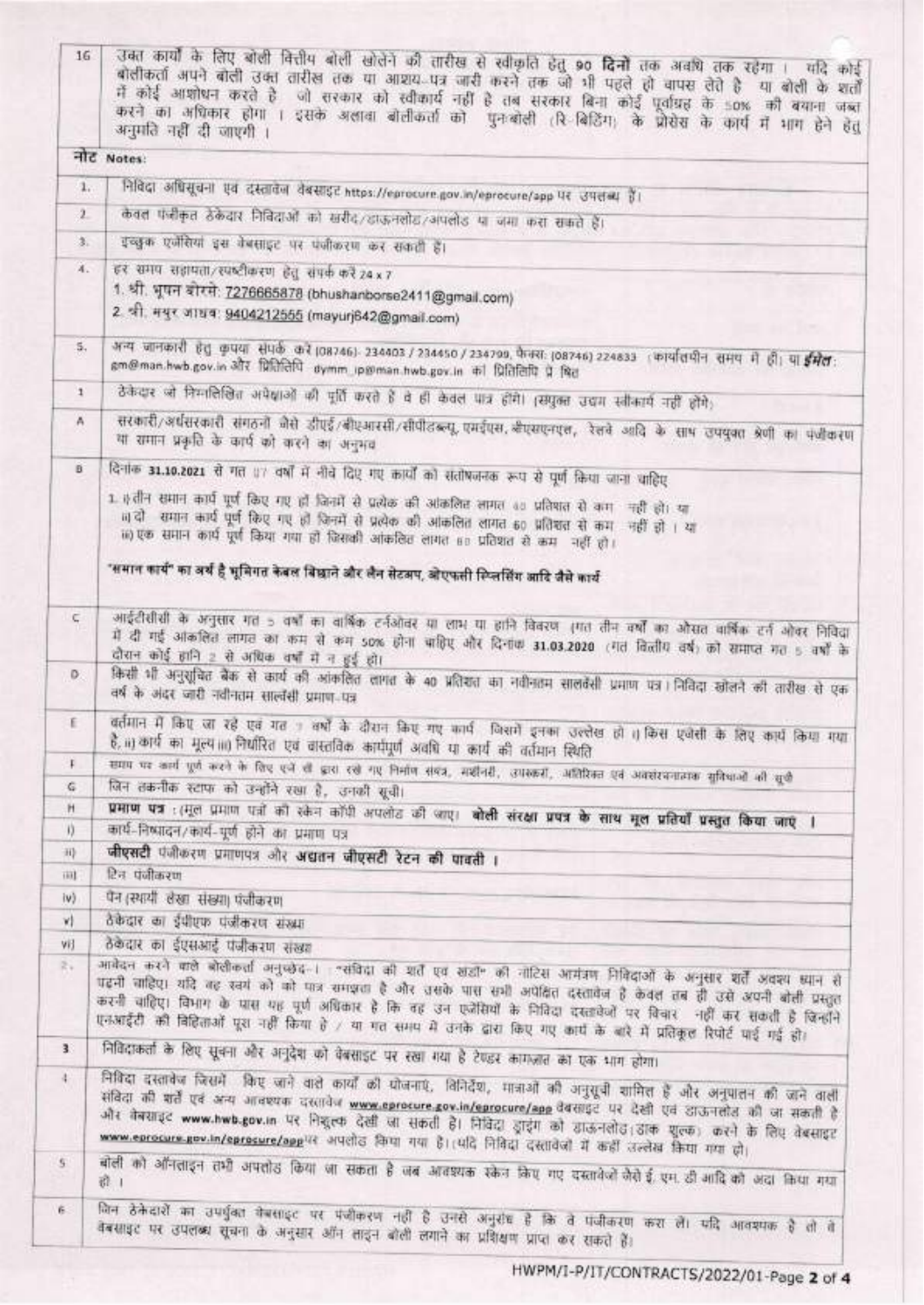| | |
|---|---|
| 16 | उक्त कार्यों के लिए बोली वित्तीय बोली खोलने की तारीख से स्वीकृति हेतु **90 दिनों** तक अवधि तक रहेगा । यदि कोई बोलीकर्ता अपने बोली उक्त तारीख तक या आशय-पत्र जारी करने तक जो भी पहले हो वापस लेते है या बोली के शर्तों में कोई आशोधन करते है जो सरकार को स्वीकार्य नहीं है तब सरकार बिना कोई पूर्वाग्रह के 50% की बयाना जब्त करने का अधिकार होगा । इसके अलावा बोलीकर्ता को पुनःबोली (रि-बिडिंग) के प्रोसेस के कार्य में भाग लेने हेतु अनुमति नहीं दी जाएगी । |
| **नोट Notes:** | |
| 1. | निविदा अधिसूचना एवं दस्तावेज वेबसाइट https://eprocure.gov.in/eprocure/app पर उपलब्ध हैं। |
| 2. | केवल पंजीकृत ठेकेदार निविदाओं को खरीद/डाऊनलोड/अपलोड या जमा करा सकते हैं। |
| 3. | इच्छुक एजेंसियां इस वेबसाइट पर पंजीकरण कर सकती हैं। |
| 4. | हर समय सहायता/स्पष्टीकरण हेतु संपर्क करें 24 x 7<br>1. श्री. भूषन बोरसे: 7276665878 (bhushanborse2411@gmail.com)<br>2. श्री. मयुर जाधव: 9404212565 (mayurj642@gmail.com) |
| 5. | अन्य जानकारी हेतु कृपया संपर्क करें (08746)- 234403 / 234450 / 234799, फैक्स: (08746) 224833 (कार्यालयीन समय में ही) या **ईमेल**: gm@man.hwb.gov.in और प्रतिलिपि dymm_ip@man.hwb.gov.in को प्रतिलिपि प्रेषित |
| 1 | ठेकेदार जो निम्नलिखित अपेक्षाओं की पूर्ति करते है वे ही केवल पात्र होंगी। (संयुक्त उद्यम स्वीकार्य नहीं होंगे) |
| A | सरकारी/अर्धसरकारी संगठनों जैसे डीएई/बीएआरसी/सीपीडब्ल्यू, एमईएस, बीएसएनएल, रेलवे आदि के साथ उपयुक्त श्रेणी का पंजीकरण या समान प्रकृति के कार्य को करने का अनुभव |
| B | दिनांक **31.10.2021** से गत 07 वर्षों में नीचे दिए गए कार्यों को संतोषजनक रूप से पूर्ण किया जाना चाहिए<br>1. i) तीन समान कार्य पूर्ण किए गए हों जिनमें से प्रत्येक की आंकलित लागत 40 प्रतिशत से कम नहीं हो। या<br>ii) दो समान कार्य पूर्ण किए गए हों जिनमें से प्रत्येक की आंकलित लागत 60 प्रतिशत से कम नहीं हो । या<br>iii) एक समान कार्य पूर्ण किया गया हो जिसकी आंकलित लागत 80 प्रतिशत से कम नहीं हो।<br><br>**"समान कार्य" का अर्थ है भूमिगत केबल बिछाने और लैन सेटअप, ओएफसी स्प्लिसिंग आदि जैसे कार्य** |
| C | आईटीसीसी के अनुसार गत 5 वर्षों का वार्षिक टर्नओवर या लाभ या हानि विवरण (गत तीन वर्षों का औसत वार्षिक टर्न ओवर निविदा में दी गई आंकलित लागत का कम से कम 50% होना चाहिए और दिनांक **31.03.2020** (गत वित्तीय वर्ष) को समाप्त गत 5 वर्षों के दौरान कोई हानि 2 से अधिक वर्षों में न हुई हो। |
| D | किसी भी अनुसूचित बैंक से कार्य की आंकलित लागत के 40 प्रतिशत का नवीनतम सालवेंसी प्रमाण पत्र। निविदा खोलने की तारीख से एक वर्ष के अंदर जारी नवीनतम सालवेंसी प्रमाण-पत्र |
| E | वर्तमान में किए जा रहे एवं गत 7 वर्षों के दौरान किए गए कार्य जिसमें इनका उल्लेख हो i) किस एजेंसी के लिए कार्य किया गया है, ii) कार्य का मूल्य iii) निर्धारित एवं वास्तविक कार्यपूर्ण अवधि या कार्य की वर्तमान स्थिति |
| F | समय पर कार्य पूर्ण करने के लिए एजेंसी द्वारा रखे गए निर्माण संयंत्र, मशीनरी, उपस्करों, अतिरिक्त एवं अवसंरचनात्मक सुविधाओं की सूची |
| G | जिन तकनीक स्टाफ को उन्होंने रखा है, उनकी सूची। |
| H | **प्रमाण पत्र** : (मूल प्रमाण पत्रों की स्कैन कॉपी अपलोड की जाए। **बोली संरक्षा प्रपत्र के साथ मूल प्रतियाँ प्रस्तुत किया जाए ।** |
| i) | कार्य-निष्पादन/कार्य-पूर्ण होने का प्रमाण पत्र |
| ii) | **जीएसटी** पंजीकरण प्रमाणपत्र और **अद्यतन जीएसटी रिटर्न की पावती ।** |
| iii) | टिन पंजीकरण |
| iv) | पैन (स्थायी लेखा संख्या) पंजीकरण |
| v) | ठेकेदार का ईपीएफ पंजीकरण संख्या |
| vi) | ठेकेदार का ईएसआई पंजीकरण संख्या |
| 2. | आवेदन करने वाले बोलीकर्ता अनुच्छेद-1 "संविदा की शर्तें एवं शर्तों" की नोटिस आमंत्रण निविदाओं के अनुसार शर्तें अवश्य ध्यान से पढ़नी चाहिए। यदि वह स्वयं को पात्र समझता है और उसके पास सभी अपेक्षित दस्तावेज है केवल तब ही उसे अपनी बोली प्रस्तुत करनी चाहिए। विभाग के पास यह पूर्ण अधिकार है कि वह उन एजेंसियों के निविदा दस्तावेजों पर विचार नहीं कर सकती है जिन्होंने एनआईटी की विहितताओं पूरा नहीं किया है / या गत समय में उनके द्वारा किए गए कार्य के बारे में प्रतिकूल रिपोर्ट पाई गई हो। |
| 3 | निविदाकर्ता के लिए सूचना और अनुदेश को वेबसाइट पर रखा गया है टेण्डर कागज़ात का एक भाग होगा। |
| 4 | निविदा दस्तावेज जिसमें किए जाने वाले कार्यों की योजनाएं, विनिर्देश, मात्राओं की अनुसूची शामिल हैं और अनुपालन की जाने वाली संविदा की शर्तें एवं अन्य आवश्यक दस्तावेज www.eprocure.gov.in/eprocure/app वेबसाइट पर देखी एवं डाउनलोड की जा सकती है और वेबसाइट www.hwb.gov.in पर निशुल्क देखी जा सकती है। निविदा ड्राइंग को डाऊनलोड (डाक शुल्क) करने के लिए वेबसाइट www.eprocure.gov.in/eprocure/app पर अपलोड किया गया है। (यदि निविदा दस्तावेजों में कहीं उल्लेख किया गया हो)। |
| 5 | बोली को ऑनलाइन तभी अपलोड किया जा सकता है जब आवश्यक स्कैन किए गए दस्तावेजों जैसे ई. एम. डी आदि को अदा किया गया हो । |
| 6 | जिन ठेकेदारों का उपर्युक्त वेबसाइट पर पंजीकरण नहीं है उनसे अनुरोध है कि वे पंजीकरण करा लें। यदि आवश्यक है तो वे वेबसाइट पर उपलब्ध सूचना के अनुसार ऑन लाइन बोली लगाने का प्रशिक्षण प्राप्त कर सकते हैं। |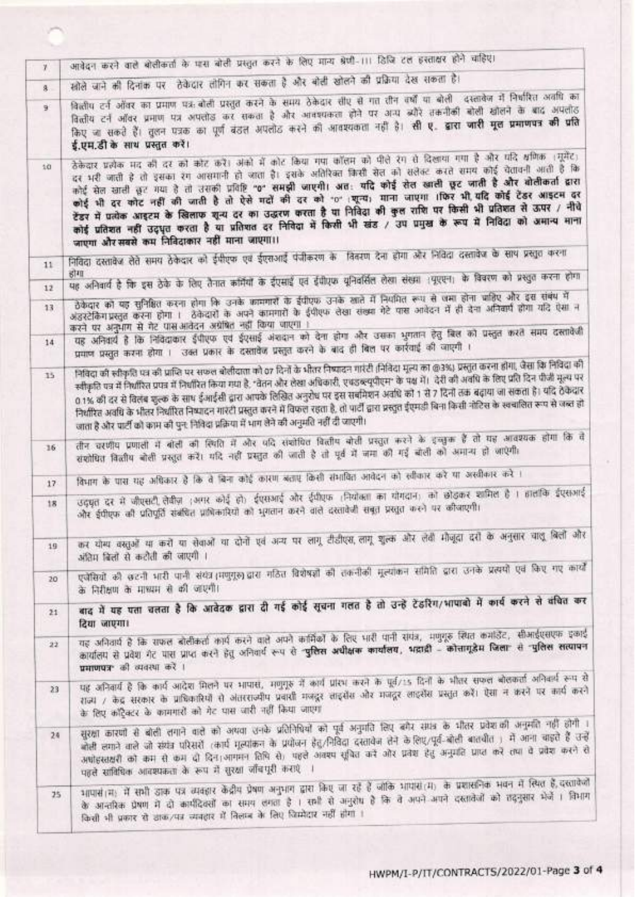| | |
|---|---|
| 7 | आवेदन करने वाले बोलीकर्ता के पास बोली प्रस्तुत करने के लिए मान्य श्रेणी-III डिजि टल हस्ताक्षर होने चाहिए। |
| 8 | खोले जाने की दिनांक पर ठेकेदार लॉगिन कर सकता है और बोली खोलने की प्रक्रिया देख सकता है। |
| 9 | वित्तीय टर्न ऑवर का प्रमाण पत्र बोली प्रस्तुत करने के समय ठेकेदार सीए से गत तीन वर्षों या बोली दस्तावेज में निर्धारित अवधि का वित्तीय टर्न ऑवर प्रमाण पत्र अपलोड कर सकता है और आवश्यकता होने पर अन्य ब्यौरे तकनीकी बोली खोलने के बाद अपलोड किए जा सकते हैं। तुलन पत्रक का पूर्ण बंडल अपलोड करने की आवश्यकता नहीं है। **सी ए. द्वारा जारी मूल प्रमाणपत्र की प्रति ई.एम.डी के साथ प्रस्तुत करें।** |
| 10 | ठेकेदार प्रत्येक मद की दर को कोट करें। अंकों में कोट किया गया कॉलम को पीले रंग से दिखाया गया है और यदि क्षणिक (मूमेंट) दर भरी जाती है तो इसका रंग आसमानी हो जाता है। इसके अतिरिक्त किसी सेल को सलेक्ट करते समय कोई चेतावनी आती है कि कोई सेल खाली छूट गया है तो उसकी प्रविष्टि **"0" समझी जाएगी। अतः यदि कोई सेल खाली छूट जाती है और बोलीकर्ता द्वारा कोई भी दर कोट नहीं की जाती है तो ऐसे मदों की दर को "0" (शून्य) माना जाएगा ।फिर भी यदि कोई टेंडर आइटम दर टेंडर में प्रत्येक आइटम के खिलाफ शून्य दर का उद्धरण करता है या निविदा की कुल राशि पर किसी भी प्रतिशत से ऊपर / नीचे कोई प्रतिशत नहीं उद्धृत करता है या प्रतिशत दर निविदा में किसी भी खंड / उप प्रमुख के रूप में निविदा को अमान्य माना जाएगा और सबसे कम निविदाकार नहीं माना जाएगा।।** |
| 11 | निविदा दस्तावेज लेते समय ठेकेदार को ईपीएफ एवं ईएसआई पंजीकरण के विवरण देना होगा और निविदा दस्तावेज के साथ प्रस्तुत करना होगा |
| 12 | यह अनिवार्य है कि इस ठेके के लिए तैनात कर्मियों के ईएसआई एवं ईपीएफ यूनिवर्सल लेखा संख्या (यूएएन) के विवरण को प्रस्तुत करना होगा |
| 13 | ठेकेदार को यह सुनिश्चित करना होगा कि उनके कामगारों के ईपीएफ उनके खाते में नियमित रूप से जमा होना चाहिए और इस संबंध में अंडरटेकिंग प्रस्तुत करना होगा । ठेकेदारों के अपने कामगारों के ईपीएफ लेखा संख्या गेट पास आवेदन में ही देना अनिवार्य होगा यदि ऐसा न करने पर अनुभाग से गेट पास आवेदन अग्रेषित नहीं किया जाएगा । |
| 14 | यह अनिवार्य है कि निविदाकार ईपीएफ एवं ईएसआई अंशदान को देना होगा और उसका भुगतान हेतु बिल को प्रस्तुत करते समय दस्तावेजी प्रमाण प्रस्तुत करना होगा । उक्त प्रकार के दस्तावेज प्रस्तुत करने के बाद ही बिल पर कार्रवाई की जाएगी । |
| 15 | निविदा की स्वीकृति पत्र की प्राप्ति पर सफल बोलीदाता को 07 दिनों के भीतर निष्पादन गारंटी (निविदा मूल्य का @3%) प्रस्तुत करना होगा, जैसा कि निविदा की स्वीकृति पत्र में निर्धारित प्रपत्र में निर्धारित किया गया है, "वेतन और लेखा अधिकारी, एचडब्ल्यूपीएम" के पक्ष में। देरी की अवधि के लिए प्रति दिन पीजी मूल्य पर 0.1% की दर से विलंब शुल्क के साथ ईआईसी द्वारा आपके लिखित अनुरोध पर इस सबमिशन अवधि को 1 से 7 दिनों तक बढ़ाया जा सकता है। यदि ठेकेदार निर्धारित अवधि के भीतर निर्धारित निष्पादन गारंटी प्रस्तुत करने में विफल रहता है, तो पार्टी द्वारा प्रस्तुत ईएमडी बिना किसी नोटिस के स्वचालित रूप से जब्त हो जाता है और पार्टी को काम की पुनः निविदा प्रक्रिया में भाग लेने की अनुमति नहीं दी जाएगी। |
| 16 | तीन चरणीय प्रणाली में बोली की स्थिति में और यदि संशोधित वित्तीय बोली प्रस्तुत करने के इच्छुक हैं तो यह आवश्यक होगा कि वे संशोधित वित्तीय बोली प्रस्तुत करें। यदि नहीं प्रस्तुत की जाती है तो पूर्व में जमा की गई बोली को अमान्य हो जाएगी। |
| 17 | विभाग के पास यह अधिकार है कि वे बिना कोई कारण बताए किसी संभावित आवेदन को स्वीकार करे या अस्वीकार करे । |
| 18 | उद्धृत दर में जीएसटी, लेवीज़ (अगर कोई हो) ईएसआई और ईपीएफ (नियोक्ता का योगदान) को छोड़कर शामिल है । हालांकि ईएसआई और ईपीएफ की प्रतिपूर्ति संबंधित प्राधिकारियों को भुगतान करने वाले दस्तावेजी सबूत प्रस्तुत करने पर कीजाएगी। |
| 19 | कर योग्य वस्तुओं या करों या सेवाओं या दोनों एवं अन्य पर लागू टीडीएस, लागू शुल्क और लेवी मौजूदा दरों के अनुसार चालू बिलों और अंतिम बिलों से कटौती की जाएगी । |
| 20 | एजेंसियों की छटनी भारी पानी संयंत्र (मणुगुरू) द्वारा गठित विशेषज्ञों की तकनीकी मूल्यांकन समिति द्वारा उनके प्रस्तावों एवं किए गए कार्यों के निरीक्षण के माध्यम से की जाएगी। |
| 21 | **बाद में यह पता चलता है कि आवेदक द्वारा दी गई कोई सूचना गलत है तो उन्हें टेंडरिंग/भापाबो में कार्य करने से वंचित कर दिया जाएगा।** |
| 22 | यह अनिवार्य है कि सफल बोलीकर्ता कार्य करने वाले अपने कर्मियों के लिए भारी पानी संयंत्र, मणुगुरू स्थित कमांडेंट, सीआईएसएफ इकाई कार्यालय से प्रवेश गेट पास प्राप्त करने हेतु अनिवार्य रूप से **"पुलिस अधीक्षक कार्यालय, भद्राद्री - कोत्तागूडेम जिला"** से **"पुलिस सत्यापन प्रमाणपत्र"** की व्यवस्था करें । |
| 23 | यह अनिवार्य है कि कार्य आदेश मिलने पर भापास, मणुगुरू में कार्य प्रारंभ करने के पूर्व/15 दिनों के भीतर सफल बोलकर्ता अनिवार्य रूप से राज्य / केंद्र सरकार के प्राधिकारियों से अंतरराज्यीय प्रवासी मजदूर लाइसेंस और मजदूर लाइसेंस प्रस्तुत करें। ऐसा न करने पर कार्य करने के लिए कॉन्ट्रैक्टर के कामगारों को गेट पास जारी नहीं किया जाएगा |
| 24 | सुरक्षा कारणों से बोली लगाने वाले को अथवा उनके प्रतिनिधियों को पूर्व अनुमति लिए बगैर संयंत्र के भीतर प्रवेश की अनुमति नहीं होगी । बोली लगाने वाले जो संयंत्र परिसरों (कार्य मूल्यांकन के प्रयोजन हेतु/निविदा दस्तावेज लेने के लिए/पूर्व-बोली बातचीत ) में आना चाहते हैं उन्हें अधोहस्ताक्षरी को कम से कम दो दिन(आगमन तिथि से) पहले अवश्य सूचित करें और प्रवेश हेतु अनुमति प्राप्त करें तथा वे प्रवेश करने से पहले सांविधिक आवश्यकता के रूप में सुरक्षा जाँचपूरी कराएं । |
| 25 | भापासं(म) में सभी डाक पत्र व्यवहार केंद्रीय प्रेषण अनुभाग द्वारा किए जा रहे हैं जोकि भापासं(म) के प्रशासनिक भवन में स्थित हैं, दस्तावेजों के आन्तरिक प्रेषण में दो कार्यदिवसों का समय लगता है । सभी से अनुरोध है कि वे अपने-अपने दस्तावेजों को तद्नुसार भेजें । विभाग किसी भी प्रकार से डाक/पत्र व्यवहार में विलम्ब के लिए जिम्मेदार नहीं होगा । |

HWPM/I-P/IT/CONTRACTS/2022/01-Page 3 of 4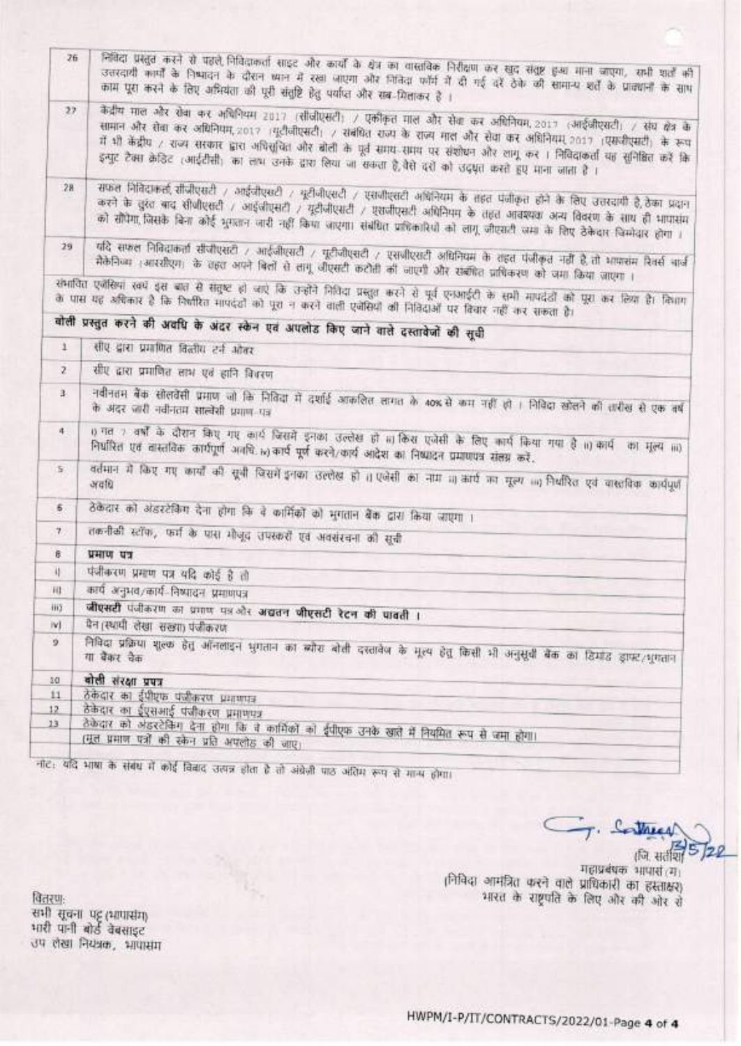| 26 | निविदा प्रस्तुत करने से पहले, निविदाकर्ता साइट और कार्यों के क्षेत्र का वास्तविक निरीक्षण कर खुद संतुष्ट हुआ माना जाएगा, सभी शर्तों की उत्तरदायी कार्यों के निष्पादन के दौरान ध्यान में रखा जाएगा और निविदा फॉर्म में दी गई दरें ठेके की सामान्य शर्तों के प्रावधानों के साथ काम पूरा करने के लिए अभियंता की पूरी संतुष्टि हेतु पर्याप्त और सब-मिलाकर है । |
|---|---|
| 27 | केंद्रीय माल और सेवा कर अधिनियम 2017 (सीजीएसटी) / एकीकृत माल और सेवा कर अधिनियम, 2017 (आईजीएसटी) / संघ क्षेत्र के सामान और सेवा कर अधिनियम, 2017 (यूटीजीएसटी) / संबंधित राज्य के राज्य माल और सेवा कर अधिनियम, 2017 (एसजीएसटी), के रूप में भी केंद्रीय / राज्य सरकार द्वारा अधिसूचित और बोली के पूर्व समय-समय पर संशोधन और लागू कर । निविदाकर्ता यह सुनिश्चित करें कि इनपुट टैक्स क्रेडिट (आईटीसी) का लाभ उनके द्वारा लिया जा सकता है, वैसे दरों को उद्धृत करते हुए माना जाता है । |
| 28 | सफल निविदाकर्ता सीजीएसटी / आईजीएसटी / यूटीजीएसटी / एसजीएसटी अधिनियम के तहत पंजीकृत होने के लिए उत्तरदायी है, ठेका प्रदान करने के तुरंत बाद सीजीएसटी / आईजीएसटी / यूटीजीएसटी / एसजीएसटी अधिनियम के तहत आवश्यक अन्य विवरण के साथ ही भापासंग को सौंपेगा, जिसके बिना कोई भुगतान जारी नहीं किया जाएगा। संबंधित प्राधिकारियों को लागू जीएसटी जमा के लिए ठेकेदार जिम्मेदार होगा । |
| 29 | यदि सफल निविदाकर्ता सीजीएसटी / आईजीएसटी / यूटीजीएसटी / एसजीएसटी अधिनियम के तहत पंजीकृत नहीं है, तो भापासंग रिवर्स चार्ज मैकेनिज्म (आरसीएम) के तहत अपने बिलों से लागू जीएसटी कटौती की जाएगी और संबंधित प्राधिकरण को जमा किया जाएगा । |

संभावित एजेंसियां स्वयं इस बात से संतुष्ट हो जाएं कि उन्होंने निविदा प्रस्तुत करने से पूर्व एनआईटी के सभी मापदंडों को पूरा कर लिया है। विभाग के पास यह अधिकार है कि निर्धारित मापदंडों को पूरा न करने वाली एजेंसियों की निविदाओं पर विचार नहीं कर सकता है।

## बोली प्रस्तुत करने की अवधि के अंदर स्कैन एवं अपलोड किए जाने वाले दस्तावेजों की सूची

| 1 | सीए द्वारा प्रमाणित वित्तीय टर्न ओवर |
|---|---|
| 2 | सीए द्वारा प्रमाणित लाभ एवं हानि विवरण |
| 3 | नवीनतम बैंक सॉलवेंसी प्रमाण जो कि निविदा में दर्शाई आकलित लागत के 40% से कम नहीं हो । निविदा खोलने की तारीख से एक वर्ष के अंदर जारी नवीनतम साल्वेंसी प्रमाण-पत्र |
| 4 | i) गत 7 वर्षों के दौरान किए गए कार्य जिसमें इनका उल्लेख हो ii) किस एजेंसी के लिए कार्य किया गया है ii) कार्य का मूल्य iii) निर्धारित एवं वास्तविक कार्यपूर्ण अवधि. iv) कार्य पूर्ण करने/कार्य आदेश का निष्पादन प्रमाणपत्र संलग्न करें. |
| 5 | वर्तमान में किए गए कार्यों की सूची जिसमें इनका उल्लेख हो i) एजेंसी का नाम ii) कार्य का मूल्य iii) निर्धारित एवं वास्तविक कार्यपूर्ण अवधि |
| 6 | ठेकेदार को अंडरटेकिंग देना होगा कि वे कार्मिकों को भुगतान बैंक द्वारा किया जाएगा । |
| 7 | तकनीकी स्टॉफ, फर्म के पास मौजूद उपस्करों एवं अवसंरचना की सूची |
| 8 | **प्रमाण पत्र** |
| i) | पंजीकरण प्रमाण पत्र यदि कोई है तो |
| ii) | कार्य अनुभव/कार्य-निष्पादन प्रमाणपत्र |
| iii) | **जीएसटी** पंजीकरण का प्रमाण पत्र और **अद्यतन जीएसटी रिटर्न की पावती ।** |
| iv) | पैन (स्थायी लेखा संख्या) पंजीकरण |
| 9 | निविदा प्रक्रिया शुल्क हेतु ऑनलाइन भुगतान का ब्यौरा बोली दस्तावेज के मूल्य हेतु किसी भी अनुसूची बैंक का डिमांड ड्राफ्ट/भुगतान या बैंकर चेक |
| 10 | **बोली संरक्षा प्रपत्र** |
| 11 | ठेकेदार का ईपीएफ पंजीकरण प्रमाणपत्र |
| 12 | ठेकेदार का ईएसआई पंजीकरण प्रमाणपत्र |
| 13 | ठेकेदार को अंडरटेकिंग देना होगा कि वे कार्मिकों को ईपीएफ उनके खाते में नियमित रूप से जमा होगा। (मूल प्रमाण पत्रों की स्कैन प्रति अपलोड की जाए) |

नोट: यदि भाषा के संबंध में कोई विवाद उत्पन्न होता है तो अंग्रेजी पाठ अंतिम रूप से मान्य होगा।

G. Sathesh 13/5/22

(जि. सतीश)
महाप्रबंधक भापासं (म)
(निविदा आमंत्रित करने वाले प्राधिकारी का हस्ताक्षर)
भारत के राष्ट्रपति के लिए और की ओर से

वितरण:
सभी सूचना पट्ट (भापासंग)
भारी पानी बोर्ड वेबसाइट
उप लेखा नियंत्रक, भापासंग

HWPM/I-P/IT/CONTRACTS/2022/01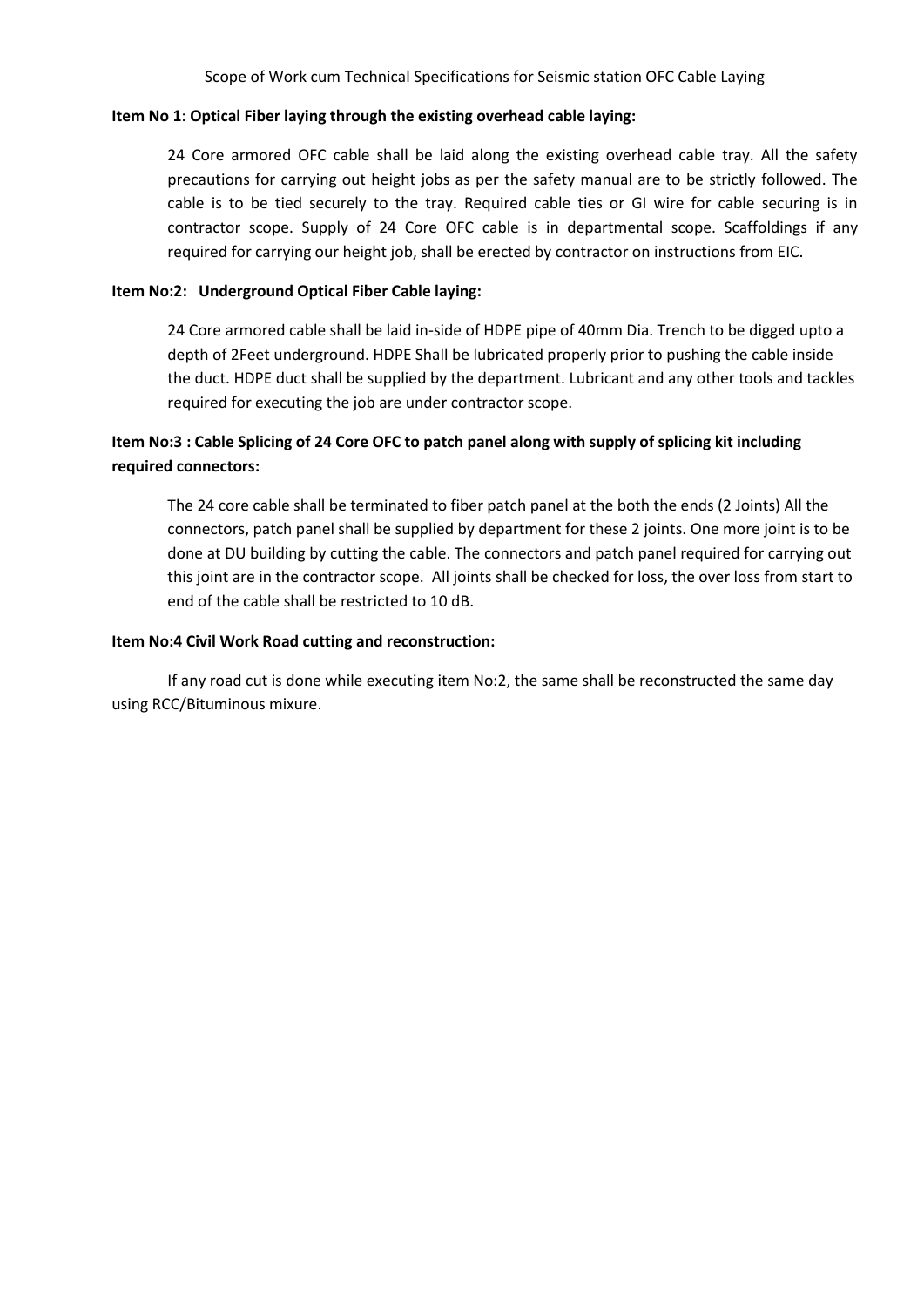Scope of Work cum Technical Specifications for Seismic station OFC Cable Laying

**Item No 1**: **Optical Fiber laying through the existing overhead cable laying:**

24 Core armored OFC cable shall be laid along the existing overhead cable tray. All the safety precautions for carrying out height jobs as per the safety manual are to be strictly followed. The cable is to be tied securely to the tray. Required cable ties or GI wire for cable securing is in contractor scope. Supply of 24 Core OFC cable is in departmental scope. Scaffoldings if any required for carrying our height job, shall be erected by contractor on instructions from EIC.

**Item No:2: Underground Optical Fiber Cable laying:**

24 Core armored cable shall be laid in-side of HDPE pipe of 40mm Dia. Trench to be digged upto a depth of 2Feet underground. HDPE Shall be lubricated properly prior to pushing the cable inside the duct. HDPE duct shall be supplied by the department. Lubricant and any other tools and tackles required for executing the job are under contractor scope.

**Item No:3 : Cable Splicing of 24 Core OFC to patch panel along with supply of splicing kit including required connectors:**

The 24 core cable shall be terminated to fiber patch panel at the both the ends (2 Joints) All the connectors, patch panel shall be supplied by department for these 2 joints. One more joint is to be done at DU building by cutting the cable. The connectors and patch panel required for carrying out this joint are in the contractor scope. All joints shall be checked for loss, the over loss from start to end of the cable shall be restricted to 10 dB.

**Item No:4 Civil Work Road cutting and reconstruction:**

If any road cut is done while executing item No:2, the same shall be reconstructed the same day using RCC/Bituminous mixure.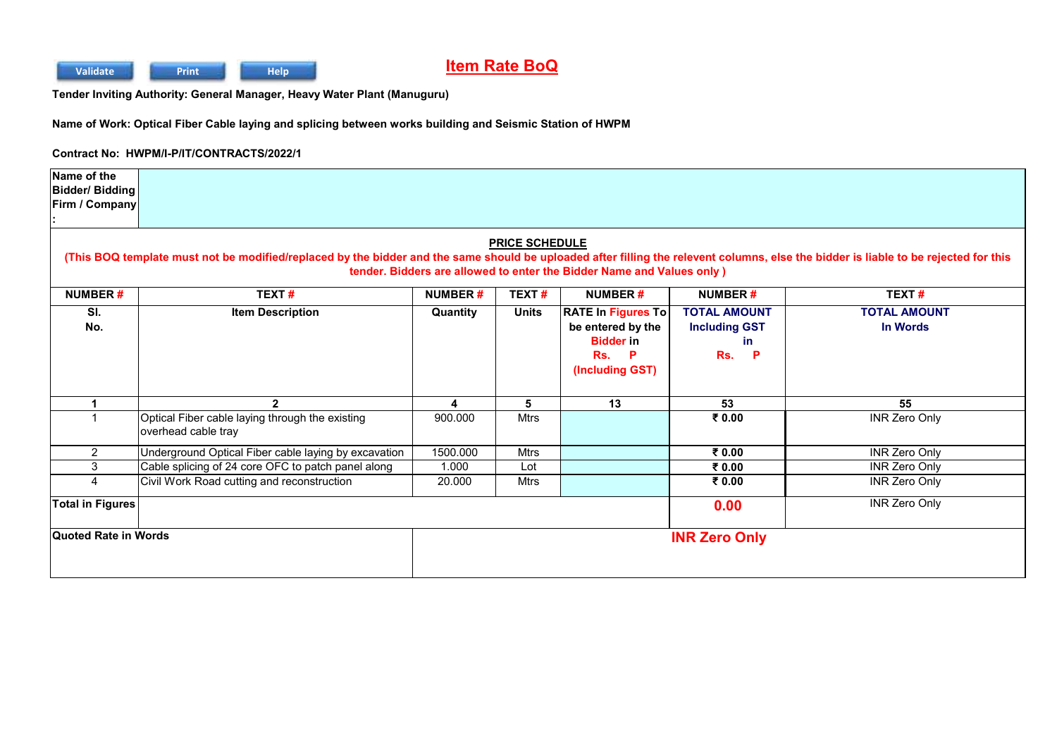Validate | Print | Help

# Item Rate BoQ

**Tender Inviting Authority: General Manager, Heavy Water Plant (Manuguru)**

**Name of Work: Optical Fiber Cable laying and splicing between works building and Seismic Station of HWPM**

**Contract No: HWPM/I-P/IT/CONTRACTS/2022/1**

| | |
|---|---|
| **Name of the Bidder/ Bidding Firm / Company :** | |

**PRICE SCHEDULE**

**(This BOQ template must not be modified/replaced by the bidder and the same should be uploaded after filling the relevent columns, else the bidder is liable to be rejected for this tender. Bidders are allowed to enter the Bidder Name and Values only )**

| NUMBER # | TEXT # | NUMBER # | TEXT # | NUMBER # | NUMBER # | TEXT # |
|---|---|---|---|---|---|---|
| **Sl. No.** | **Item Description** | **Quantity** | **Units** | **RATE In Figures To be entered by the Bidder in Rs. P (Including GST)** | **TOTAL AMOUNT Including GST in Rs. P** | **TOTAL AMOUNT In Words** |
| **1** | **2** | **4** | **5** | **13** | **53** | **55** |
| 1 | Optical Fiber cable laying through the existing overhead cable tray | 900.000 | Mtrs | | ₹ 0.00 | INR Zero Only |
| 2 | Underground Optical Fiber cable laying by excavation | 1500.000 | Mtrs | | ₹ 0.00 | INR Zero Only |
| 3 | Cable splicing of 24 core OFC to patch panel along | 1.000 | Lot | | ₹ 0.00 | INR Zero Only |
| 4 | Civil Work Road cutting and reconstruction | 20.000 | Mtrs | | ₹ 0.00 | INR Zero Only |
| **Total in Figures** | | | | | **0.00** | INR Zero Only |
| **Quoted Rate in Words** | | **INR Zero Only** | | | | |